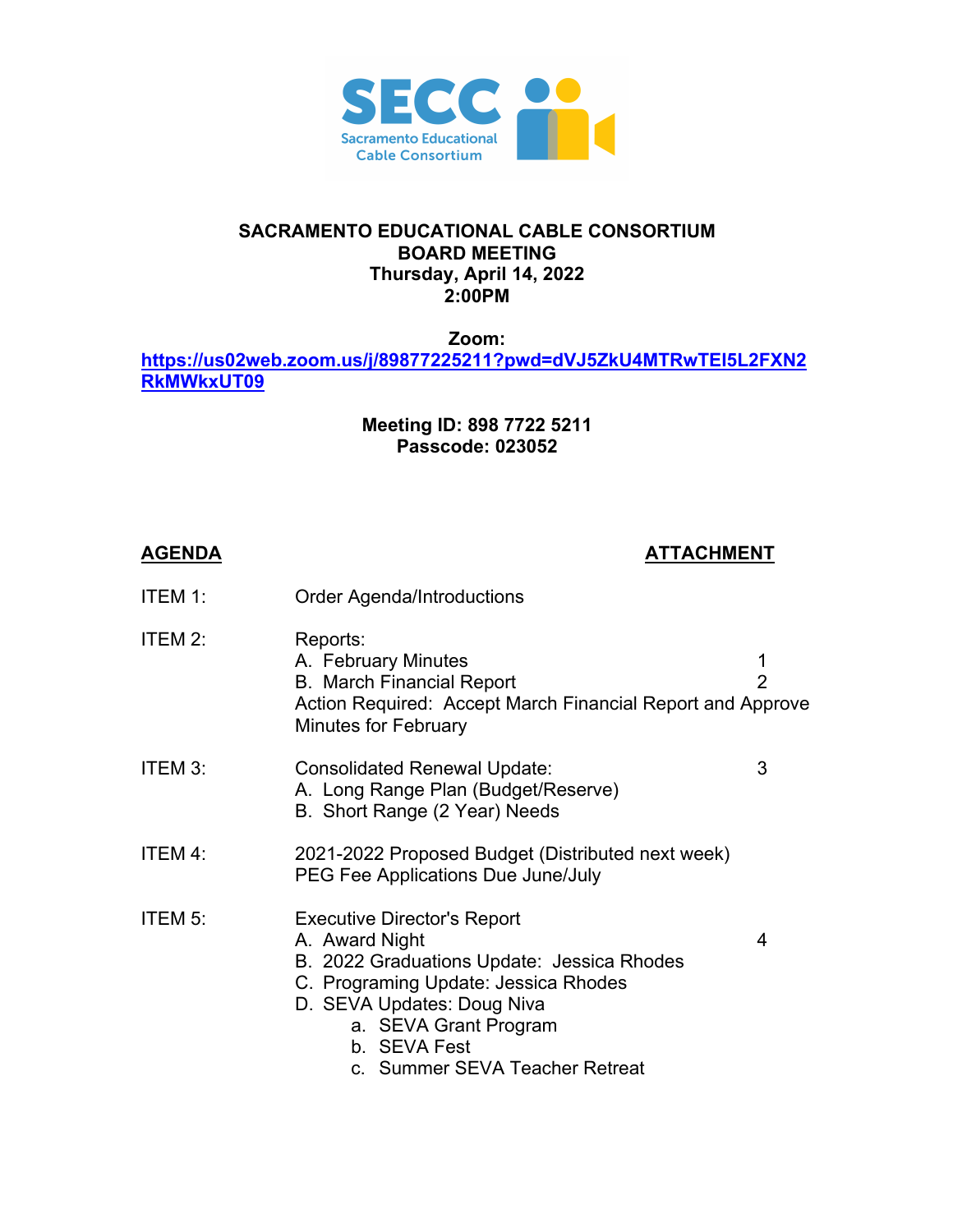SECC
Sacramento Educational Cable Consortium

**SACRAMENTO EDUCATIONAL CABLE CONSORTIUM**
**BOARD MEETING**
**Thursday, April 14, 2022**
**2:00PM**

**Zoom:**
**https://us02web.zoom.us/j/89877225211?pwd=dVJ5ZkU4MTRwTEI5L2FXN2RkMWkxUT09**

**Meeting ID: 898 7722 5211**
**Passcode: 023052**

| **AGENDA** | | **ATTACHMENT** |
|---|---|---|
| ITEM 1: | Order Agenda/Introductions | |
| ITEM 2: | Reports: | |
| | A. February Minutes | 1 |
| | B. March Financial Report | 2 |
| | Action Required: Accept March Financial Report and Approve Minutes for February | |
| ITEM 3: | Consolidated Renewal Update: | 3 |
| | A. Long Range Plan (Budget/Reserve) | |
| | B. Short Range (2 Year) Needs | |
| ITEM 4: | 2021-2022 Proposed Budget (Distributed next week) | |
| | PEG Fee Applications Due June/July | |
| ITEM 5: | Executive Director's Report | |
| | A. Award Night | 4 |
| | B. 2022 Graduations Update: Jessica Rhodes | |
| | C. Programing Update: Jessica Rhodes | |
| | D. SEVA Updates: Doug Niva | |
| | a. SEVA Grant Program | |
| | b. SEVA Fest | |
| | c. Summer SEVA Teacher Retreat | |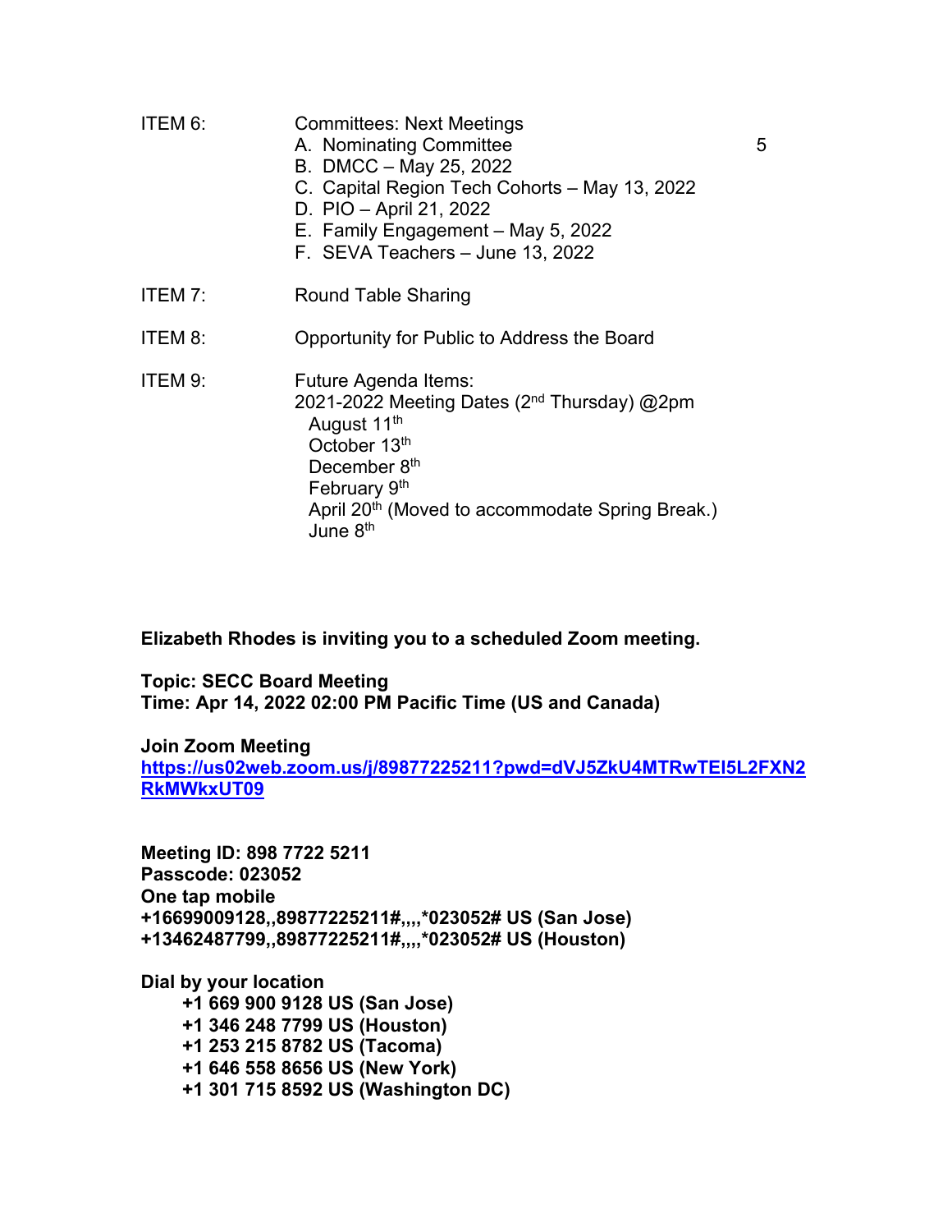ITEM 6: Committees: Next Meetings

A. Nominating Committee 5
B. DMCC – May 25, 2022
C. Capital Region Tech Cohorts – May 13, 2022
D. PIO – April 21, 2022
E. Family Engagement – May 5, 2022
F. SEVA Teachers – June 13, 2022

ITEM 7: Round Table Sharing

ITEM 8: Opportunity for Public to Address the Board

ITEM 9: Future Agenda Items:

2021-2022 Meeting Dates (2nd Thursday) @2pm

- August 11th
- October 13th
- December 8th
- February 9th
- April 20th (Moved to accommodate Spring Break.)
- June 8th

**Elizabeth Rhodes is inviting you to a scheduled Zoom meeting.**

**Topic: SECC Board Meeting**
**Time: Apr 14, 2022 02:00 PM Pacific Time (US and Canada)**

**Join Zoom Meeting**
**https://us02web.zoom.us/j/89877225211?pwd=dVJ5ZkU4MTRwTEI5L2FXN2RkMWkxUT09**

**Meeting ID: 898 7722 5211**
**Passcode: 023052**
**One tap mobile**
**+16699009128,,89877225211#,,,,*023052# US (San Jose)**
**+13462487799,,89877225211#,,,,*023052# US (Houston)**

**Dial by your location**

**+1 669 900 9128 US (San Jose)**
**+1 346 248 7799 US (Houston)**
**+1 253 215 8782 US (Tacoma)**
**+1 646 558 8656 US (New York)**
**+1 301 715 8592 US (Washington DC)**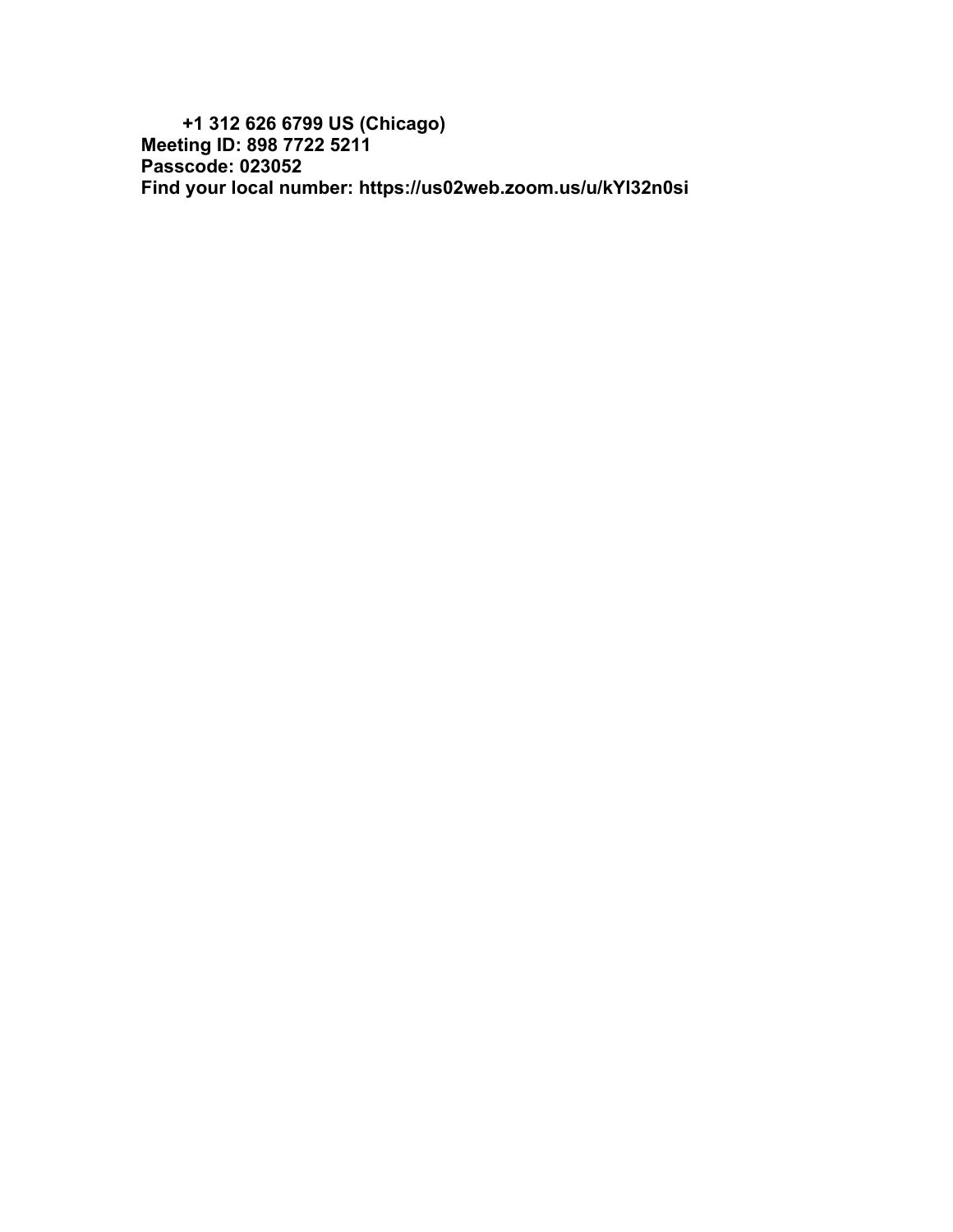**+1 312 626 6799 US (Chicago)**
**Meeting ID: 898 7722 5211**
**Passcode: 023052**
**Find your local number: https://us02web.zoom.us/u/kYl32n0si**